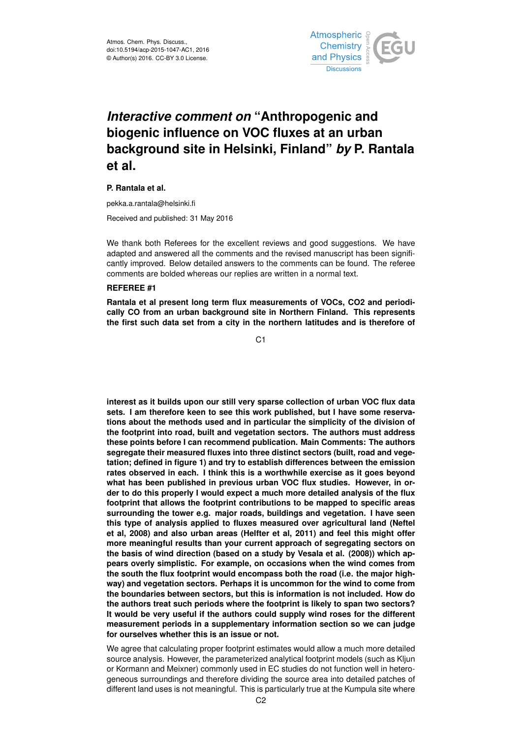# *Interactive comment on* "Anthropogenic and biogenic influence on VOC fluxes at an urban background site in Helsinki, Finland" *by* P. Rantala et al.

**P. Rantala et al.**

pekka.a.rantala@helsinki.fi

Received and published: 31 May 2016

We thank both Referees for the excellent reviews and good suggestions. We have adapted and answered all the comments and the revised manuscript has been significantly improved. Below detailed answers to the comments can be found. The referee comments are bolded whereas our replies are written in a normal text.

**REFEREE #1**

**Rantala et al present long term flux measurements of VOCs, CO2 and periodically CO from an urban background site in Northern Finland. This represents the first such data set from a city in the northern latitudes and is therefore of interest as it builds upon our still very sparse collection of urban VOC flux data sets. I am therefore keen to see this work published, but I have some reservations about the methods used and in particular the simplicity of the division of the footprint into road, built and vegetation sectors. The authors must address these points before I can recommend publication. Main Comments: The authors segregate their measured fluxes into three distinct sectors (built, road and vegetation; defined in figure 1) and try to establish differences between the emission rates observed in each. I think this is a worthwhile exercise as it goes beyond what has been published in previous urban VOC flux studies. However, in order to do this properly I would expect a much more detailed analysis of the flux footprint that allows the footprint contributions to be mapped to specific areas surrounding the tower e.g. major roads, buildings and vegetation. I have seen this type of analysis applied to fluxes measured over agricultural land (Neftel et al, 2008) and also urban areas (Helfter et al, 2011) and feel this might offer more meaningful results than your current approach of segregating sectors on the basis of wind direction (based on a study by Vesala et al. (2008)) which appears overly simplistic. For example, on occasions when the wind comes from the south the flux footprint would encompass both the road (i.e. the major highway) and vegetation sectors. Perhaps it is uncommon for the wind to come from the boundaries between sectors, but this is information is not included. How do the authors treat such periods where the footprint is likely to span two sectors? It would be very useful if the authors could supply wind roses for the different measurement periods in a supplementary information section so we can judge for ourselves whether this is an issue or not.**

We agree that calculating proper footprint estimates would allow a much more detailed source analysis. However, the parameterized analytical footprint models (such as Kljun or Kormann and Meixner) commonly used in EC studies do not function well in heterogeneous surroundings and therefore dividing the source area into detailed patches of different land uses is not meaningful. This is particularly true at the Kumpula site where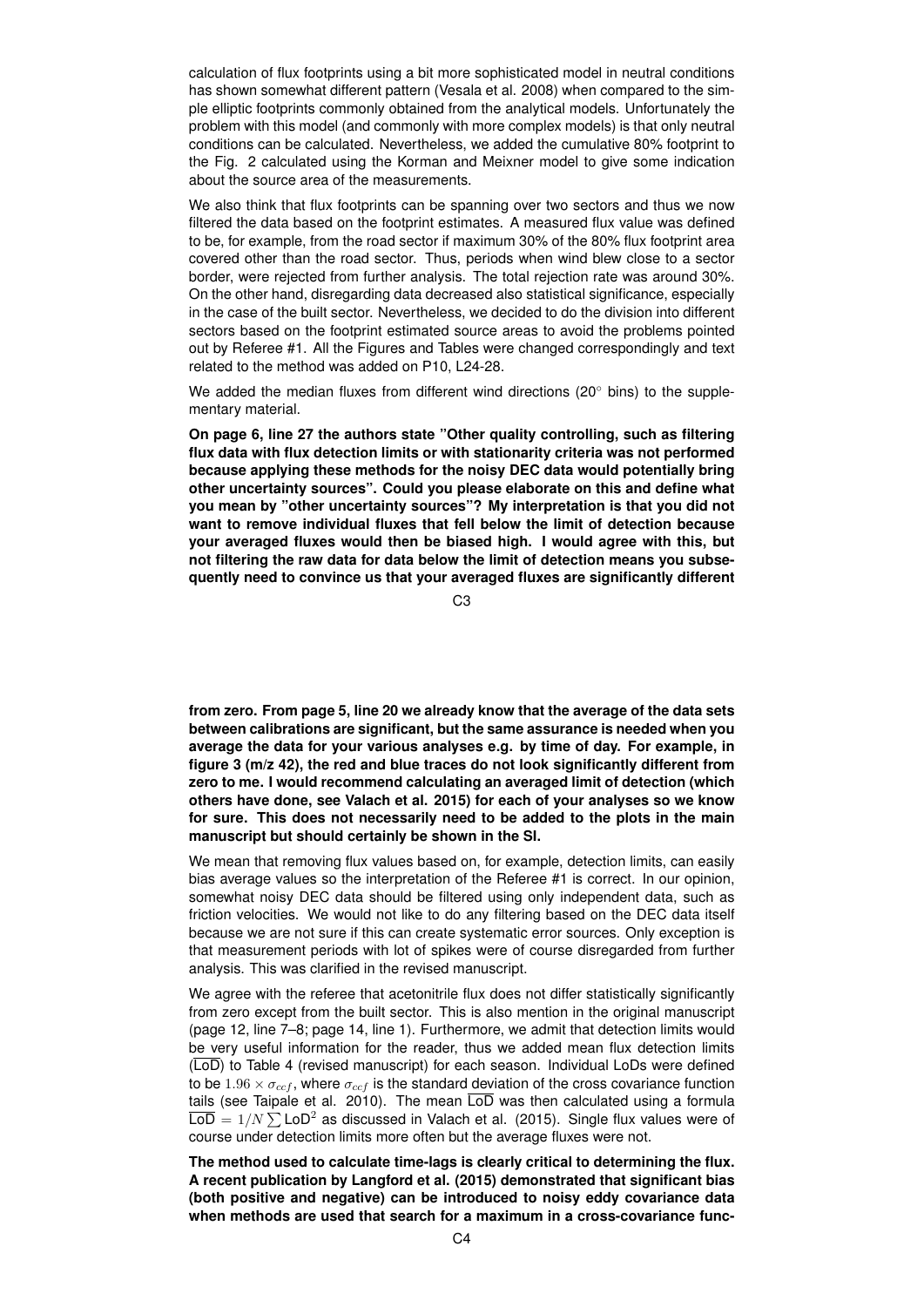calculation of flux footprints using a bit more sophisticated model in neutral conditions has shown somewhat different pattern (Vesala et al. 2008) when compared to the simple elliptic footprints commonly obtained from the analytical models. Unfortunately the problem with this model (and commonly with more complex models) is that only neutral conditions can be calculated. Nevertheless, we added the cumulative 80% footprint to the Fig. 2 calculated using the Korman and Meixner model to give some indication about the source area of the measurements.

We also think that flux footprints can be spanning over two sectors and thus we now filtered the data based on the footprint estimates. A measured flux value was defined to be, for example, from the road sector if maximum 30% of the 80% flux footprint area covered other than the road sector. Thus, periods when wind blew close to a sector border, were rejected from further analysis. The total rejection rate was around 30%. On the other hand, disregarding data decreased also statistical significance, especially in the case of the built sector. Nevertheless, we decided to do the division into different sectors based on the footprint estimated source areas to avoid the problems pointed out by Referee #1. All the Figures and Tables were changed correspondingly and text related to the method was added on P10, L24-28.

We added the median fluxes from different wind directions (20° bins) to the supplementary material.

**On page 6, line 27 the authors state "Other quality controlling, such as filtering flux data with flux detection limits or with stationarity criteria was not performed because applying these methods for the noisy DEC data would potentially bring other uncertainty sources". Could you please elaborate on this and define what you mean by "other uncertainty sources"? My interpretation is that you did not want to remove individual fluxes that fell below the limit of detection because your averaged fluxes would then be biased high. I would agree with this, but not filtering the raw data for data below the limit of detection means you subsequently need to convince us that your averaged fluxes are significantly different from zero. From page 5, line 20 we already know that the average of the data sets between calibrations are significant, but the same assurance is needed when you average the data for your various analyses e.g. by time of day. For example, in figure 3 (m/z 42), the red and blue traces do not look significantly different from zero to me. I would recommend calculating an averaged limit of detection (which others have done, see Valach et al. 2015) for each of your analyses so we know for sure. This does not necessarily need to be added to the plots in the main manuscript but should certainly be shown in the SI.**

We mean that removing flux values based on, for example, detection limits, can easily bias average values so the interpretation of the Referee #1 is correct. In our opinion, somewhat noisy DEC data should be filtered using only independent data, such as friction velocities. We would not like to do any filtering based on the DEC data itself because we are not sure if this can create systematic error sources. Only exception is that measurement periods with lot of spikes were of course disregarded from further analysis. This was clarified in the revised manuscript.

We agree with the referee that acetonitrile flux does not differ statistically significantly from zero except from the built sector. This is also mention in the original manuscript (page 12, line 7–8; page 14, line 1). Furthermore, we admit that detection limits would be very useful information for the reader, thus we added mean flux detection limits ($\overline{\text{LoD}}$) to Table 4 (revised manuscript) for each season. Individual LoDs were defined to be $1.96 \times \sigma_{ccf}$, where $\sigma_{ccf}$ is the standard deviation of the cross covariance function tails (see Taipale et al. 2010). The mean $\overline{\text{LoD}}$ was then calculated using a formula $\overline{\text{LoD}} = 1/N \sum \text{LoD}^2$ as discussed in Valach et al. (2015). Single flux values were of course under detection limits more often but the average fluxes were not.

**The method used to calculate time-lags is clearly critical to determining the flux. A recent publication by Langford et al. (2015) demonstrated that significant bias (both positive and negative) can be introduced to noisy eddy covariance data when methods are used that search for a maximum in a cross-covariance func-**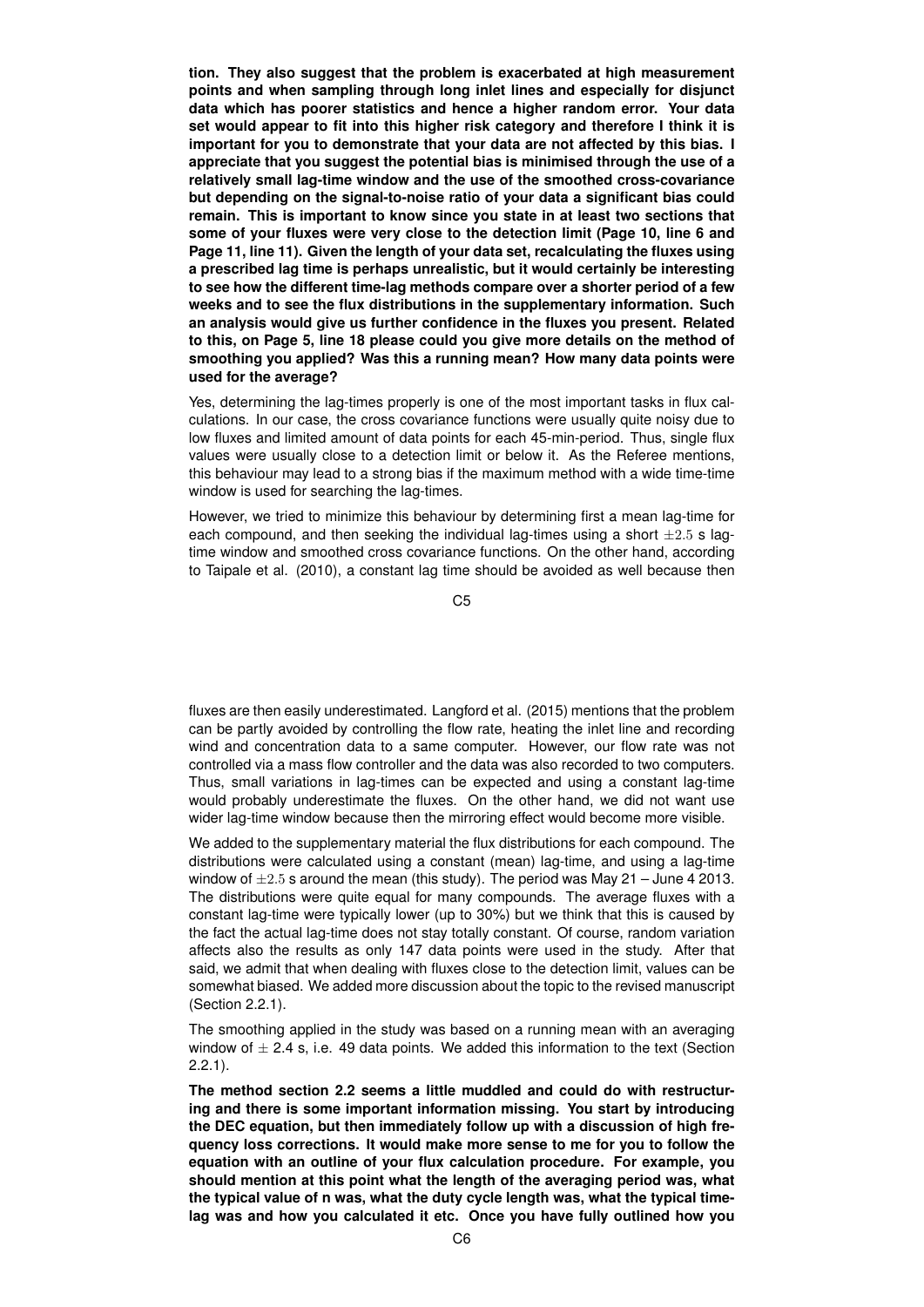**tion. They also suggest that the problem is exacerbated at high measurement points and when sampling through long inlet lines and especially for disjunct data which has poorer statistics and hence a higher random error. Your data set would appear to fit into this higher risk category and therefore I think it is important for you to demonstrate that your data are not affected by this bias. I appreciate that you suggest the potential bias is minimised through the use of a relatively small lag-time window and the use of the smoothed cross-covariance but depending on the signal-to-noise ratio of your data a significant bias could remain. This is important to know since you state in at least two sections that some of your fluxes were very close to the detection limit (Page 10, line 6 and Page 11, line 11). Given the length of your data set, recalculating the fluxes using a prescribed lag time is perhaps unrealistic, but it would certainly be interesting to see how the different time-lag methods compare over a shorter period of a few weeks and to see the flux distributions in the supplementary information. Such an analysis would give us further confidence in the fluxes you present. Related to this, on Page 5, line 18 please could you give more details on the method of smoothing you applied? Was this a running mean? How many data points were used for the average?**

Yes, determining the lag-times properly is one of the most important tasks in flux calculations. In our case, the cross covariance functions were usually quite noisy due to low fluxes and limited amount of data points for each 45-min-period. Thus, single flux values were usually close to a detection limit or below it. As the Referee mentions, this behaviour may lead to a strong bias if the maximum method with a wide time-time window is used for searching the lag-times.

However, we tried to minimize this behaviour by determining first a mean lag-time for each compound, and then seeking the individual lag-times using a short $\pm 2.5$ s lag-time window and smoothed cross covariance functions. On the other hand, according to Taipale et al. (2010), a constant lag time should be avoided as well because then fluxes are then easily underestimated. Langford et al. (2015) mentions that the problem can be partly avoided by controlling the flow rate, heating the inlet line and recording wind and concentration data to a same computer. However, our flow rate was not controlled via a mass flow controller and the data was also recorded to two computers. Thus, small variations in lag-times can be expected and using a constant lag-time would probably underestimate the fluxes. On the other hand, we did not want use wider lag-time window because then the mirroring effect would become more visible.

We added to the supplementary material the flux distributions for each compound. The distributions were calculated using a constant (mean) lag-time, and using a lag-time window of $\pm 2.5$ s around the mean (this study). The period was May 21 – June 4 2013. The distributions were quite equal for many compounds. The average fluxes with a constant lag-time were typically lower (up to 30%) but we think that this is caused by the fact the actual lag-time does not stay totally constant. Of course, random variation affects also the results as only 147 data points were used in the study. After that said, we admit that when dealing with fluxes close to the detection limit, values can be somewhat biased. We added more discussion about the topic to the revised manuscript (Section 2.2.1).

The smoothing applied in the study was based on a running mean with an averaging window of $\pm$ 2.4 s, i.e. 49 data points. We added this information to the text (Section 2.2.1).

**The method section 2.2 seems a little muddled and could do with restructuring and there is some important information missing. You start by introducing the DEC equation, but then immediately follow up with a discussion of high frequency loss corrections. It would make more sense to me for you to follow the equation with an outline of your flux calculation procedure. For example, you should mention at this point what the length of the averaging period was, what the typical value of n was, what the duty cycle length was, what the typical time-lag was and how you calculated it etc. Once you have fully outlined how you**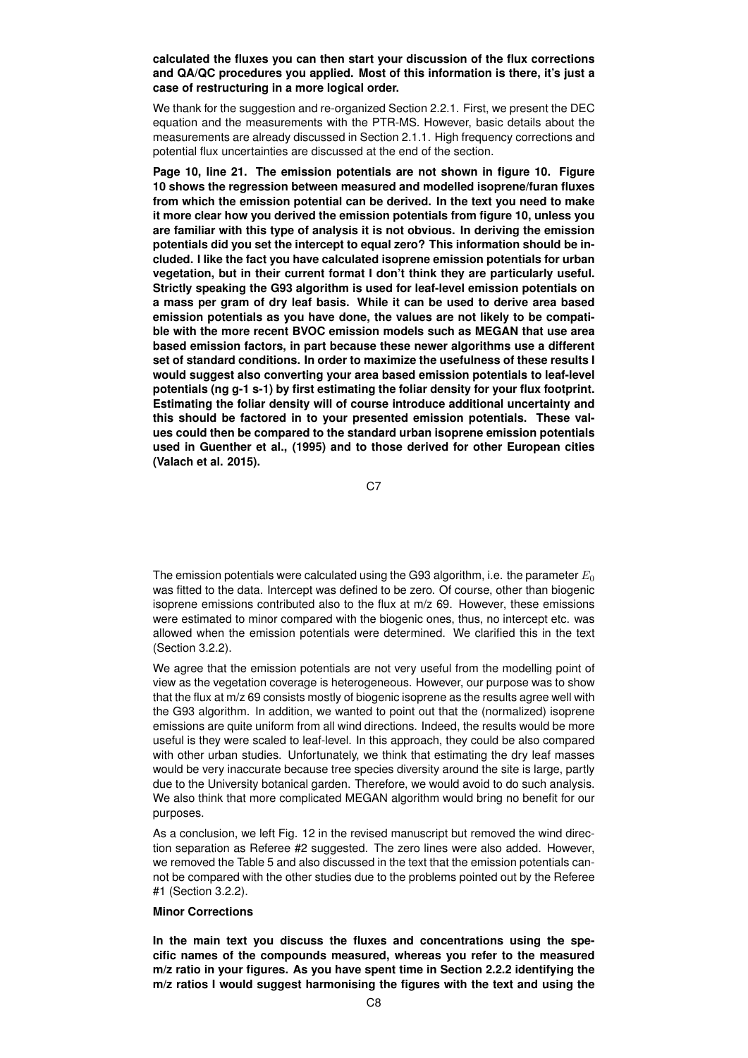**calculated the fluxes you can then start your discussion of the flux corrections and QA/QC procedures you applied. Most of this information is there, it's just a case of restructuring in a more logical order.**

We thank for the suggestion and re-organized Section 2.2.1. First, we present the DEC equation and the measurements with the PTR-MS. However, basic details about the measurements are already discussed in Section 2.1.1. High frequency corrections and potential flux uncertainties are discussed at the end of the section.

**Page 10, line 21. The emission potentials are not shown in figure 10. Figure 10 shows the regression between measured and modelled isoprene/furan fluxes from which the emission potential can be derived. In the text you need to make it more clear how you derived the emission potentials from figure 10, unless you are familiar with this type of analysis it is not obvious. In deriving the emission potentials did you set the intercept to equal zero? This information should be included. I like the fact you have calculated isoprene emission potentials for urban vegetation, but in their current format I don't think they are particularly useful. Strictly speaking the G93 algorithm is used for leaf-level emission potentials on a mass per gram of dry leaf basis. While it can be used to derive area based emission potentials as you have done, the values are not likely to be compatible with the more recent BVOC emission models such as MEGAN that use area based emission factors, in part because these newer algorithms use a different set of standard conditions. In order to maximize the usefulness of these results I would suggest also converting your area based emission potentials to leaf-level potentials (ng g-1 s-1) by first estimating the foliar density for your flux footprint. Estimating the foliar density will of course introduce additional uncertainty and this should be factored in to your presented emission potentials. These values could then be compared to the standard urban isoprene emission potentials used in Guenther et al., (1995) and to those derived for other European cities (Valach et al. 2015).**

The emission potentials were calculated using the G93 algorithm, i.e. the parameter $E_0$ was fitted to the data. Intercept was defined to be zero. Of course, other than biogenic isoprene emissions contributed also to the flux at m/z 69. However, these emissions were estimated to minor compared with the biogenic ones, thus, no intercept etc. was allowed when the emission potentials were determined. We clarified this in the text (Section 3.2.2).

We agree that the emission potentials are not very useful from the modelling point of view as the vegetation coverage is heterogeneous. However, our purpose was to show that the flux at m/z 69 consists mostly of biogenic isoprene as the results agree well with the G93 algorithm. In addition, we wanted to point out that the (normalized) isoprene emissions are quite uniform from all wind directions. Indeed, the results would be more useful is they were scaled to leaf-level. In this approach, they could be also compared with other urban studies. Unfortunately, we think that estimating the dry leaf masses would be very inaccurate because tree species diversity around the site is large, partly due to the University botanical garden. Therefore, we would avoid to do such analysis. We also think that more complicated MEGAN algorithm would bring no benefit for our purposes.

As a conclusion, we left Fig. 12 in the revised manuscript but removed the wind direction separation as Referee #2 suggested. The zero lines were also added. However, we removed the Table 5 and also discussed in the text that the emission potentials cannot be compared with the other studies due to the problems pointed out by the Referee #1 (Section 3.2.2).

**Minor Corrections**

**In the main text you discuss the fluxes and concentrations using the specific names of the compounds measured, whereas you refer to the measured m/z ratio in your figures. As you have spent time in Section 2.2.2 identifying the m/z ratios I would suggest harmonising the figures with the text and using the**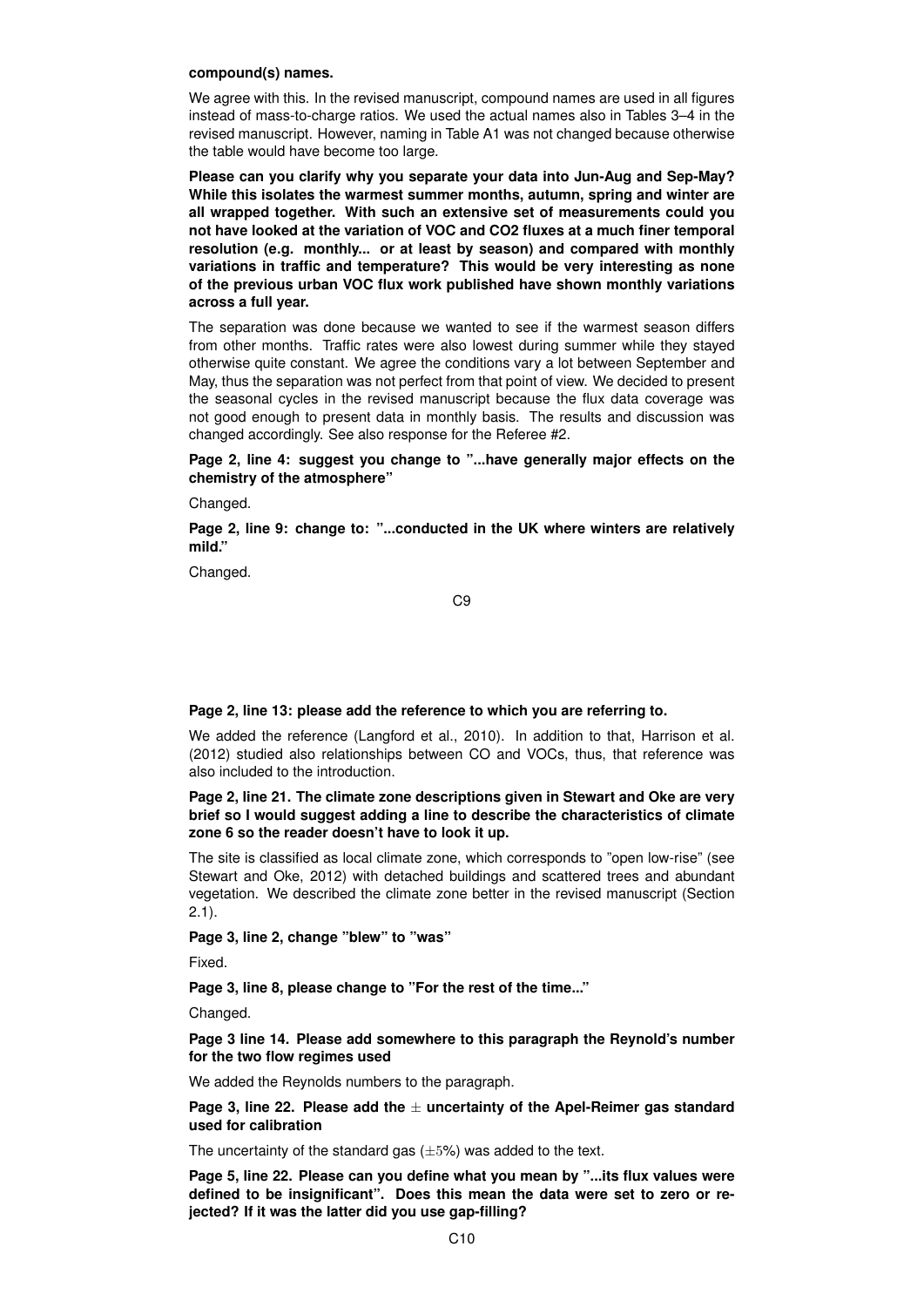**compound(s) names.**

We agree with this. In the revised manuscript, compound names are used in all figures instead of mass-to-charge ratios. We used the actual names also in Tables 3–4 in the revised manuscript. However, naming in Table A1 was not changed because otherwise the table would have become too large.

**Please can you clarify why you separate your data into Jun-Aug and Sep-May? While this isolates the warmest summer months, autumn, spring and winter are all wrapped together. With such an extensive set of measurements could you not have looked at the variation of VOC and CO2 fluxes at a much finer temporal resolution (e.g. monthly... or at least by season) and compared with monthly variations in traffic and temperature? This would be very interesting as none of the previous urban VOC flux work published have shown monthly variations across a full year.**

The separation was done because we wanted to see if the warmest season differs from other months. Traffic rates were also lowest during summer while they stayed otherwise quite constant. We agree the conditions vary a lot between September and May, thus the separation was not perfect from that point of view. We decided to present the seasonal cycles in the revised manuscript because the flux data coverage was not good enough to present data in monthly basis. The results and discussion was changed accordingly. See also response for the Referee #2.

**Page 2, line 4: suggest you change to "...have generally major effects on the chemistry of the atmosphere"**

Changed.

**Page 2, line 9: change to: "...conducted in the UK where winters are relatively mild."**

Changed.

**Page 2, line 13: please add the reference to which you are referring to.**

We added the reference (Langford et al., 2010). In addition to that, Harrison et al. (2012) studied also relationships between CO and VOCs, thus, that reference was also included to the introduction.

**Page 2, line 21. The climate zone descriptions given in Stewart and Oke are very brief so I would suggest adding a line to describe the characteristics of climate zone 6 so the reader doesn't have to look it up.**

The site is classified as local climate zone, which corresponds to "open low-rise" (see Stewart and Oke, 2012) with detached buildings and scattered trees and abundant vegetation. We described the climate zone better in the revised manuscript (Section 2.1).

**Page 3, line 2, change "blew" to "was"**

Fixed.

**Page 3, line 8, please change to "For the rest of the time..."**

Changed.

**Page 3 line 14. Please add somewhere to this paragraph the Reynold's number for the two flow regimes used**

We added the Reynolds numbers to the paragraph.

**Page 3, line 22. Please add the $\pm$ uncertainty of the Apel-Reimer gas standard used for calibration**

The uncertainty of the standard gas ($\pm 5\%$) was added to the text.

**Page 5, line 22. Please can you define what you mean by "...its flux values were defined to be insignificant". Does this mean the data were set to zero or rejected? If it was the latter did you use gap-filling?**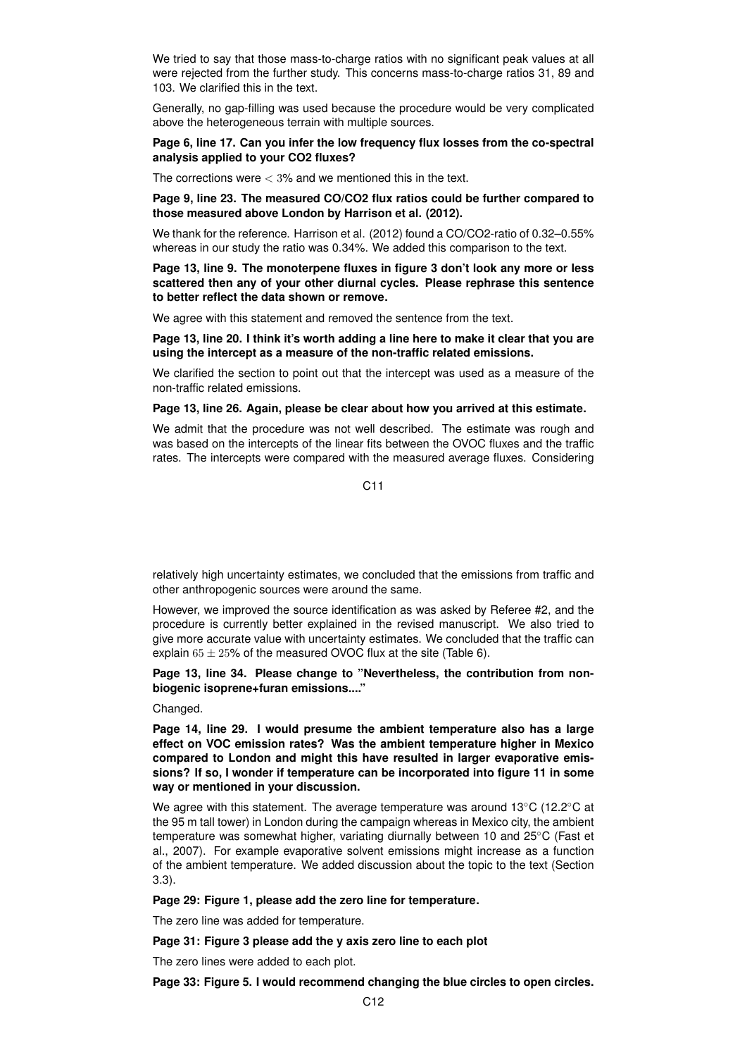We tried to say that those mass-to-charge ratios with no significant peak values at all were rejected from the further study. This concerns mass-to-charge ratios 31, 89 and 103. We clarified this in the text.

Generally, no gap-filling was used because the procedure would be very complicated above the heterogeneous terrain with multiple sources.

**Page 6, line 17. Can you infer the low frequency flux losses from the co-spectral analysis applied to your CO2 fluxes?**

The corrections were $< 3$% and we mentioned this in the text.

**Page 9, line 23. The measured CO/CO2 flux ratios could be further compared to those measured above London by Harrison et al. (2012).**

We thank for the reference. Harrison et al. (2012) found a CO/CO2-ratio of 0.32–0.55% whereas in our study the ratio was 0.34%. We added this comparison to the text.

**Page 13, line 9. The monoterpene fluxes in figure 3 don't look any more or less scattered then any of your other diurnal cycles. Please rephrase this sentence to better reflect the data shown or remove.**

We agree with this statement and removed the sentence from the text.

**Page 13, line 20. I think it's worth adding a line here to make it clear that you are using the intercept as a measure of the non-traffic related emissions.**

We clarified the section to point out that the intercept was used as a measure of the non-traffic related emissions.

**Page 13, line 26. Again, please be clear about how you arrived at this estimate.**

We admit that the procedure was not well described. The estimate was rough and was based on the intercepts of the linear fits between the OVOC fluxes and the traffic rates. The intercepts were compared with the measured average fluxes. Considering relatively high uncertainty estimates, we concluded that the emissions from traffic and other anthropogenic sources were around the same.

However, we improved the source identification as was asked by Referee #2, and the procedure is currently better explained in the revised manuscript. We also tried to give more accurate value with uncertainty estimates. We concluded that the traffic can explain $65 \pm 25$% of the measured OVOC flux at the site (Table 6).

**Page 13, line 34. Please change to "Nevertheless, the contribution from non-biogenic isoprene+furan emissions...."**

Changed.

**Page 14, line 29. I would presume the ambient temperature also has a large effect on VOC emission rates? Was the ambient temperature higher in Mexico compared to London and might this have resulted in larger evaporative emissions? If so, I wonder if temperature can be incorporated into figure 11 in some way or mentioned in your discussion.**

We agree with this statement. The average temperature was around 13°C (12.2°C at the 95 m tall tower) in London during the campaign whereas in Mexico city, the ambient temperature was somewhat higher, variating diurnally between 10 and 25°C (Fast et al., 2007). For example evaporative solvent emissions might increase as a function of the ambient temperature. We added discussion about the topic to the text (Section 3.3).

**Page 29: Figure 1, please add the zero line for temperature.**

The zero line was added for temperature.

**Page 31: Figure 3 please add the y axis zero line to each plot**

The zero lines were added to each plot.

**Page 33: Figure 5. I would recommend changing the blue circles to open circles.**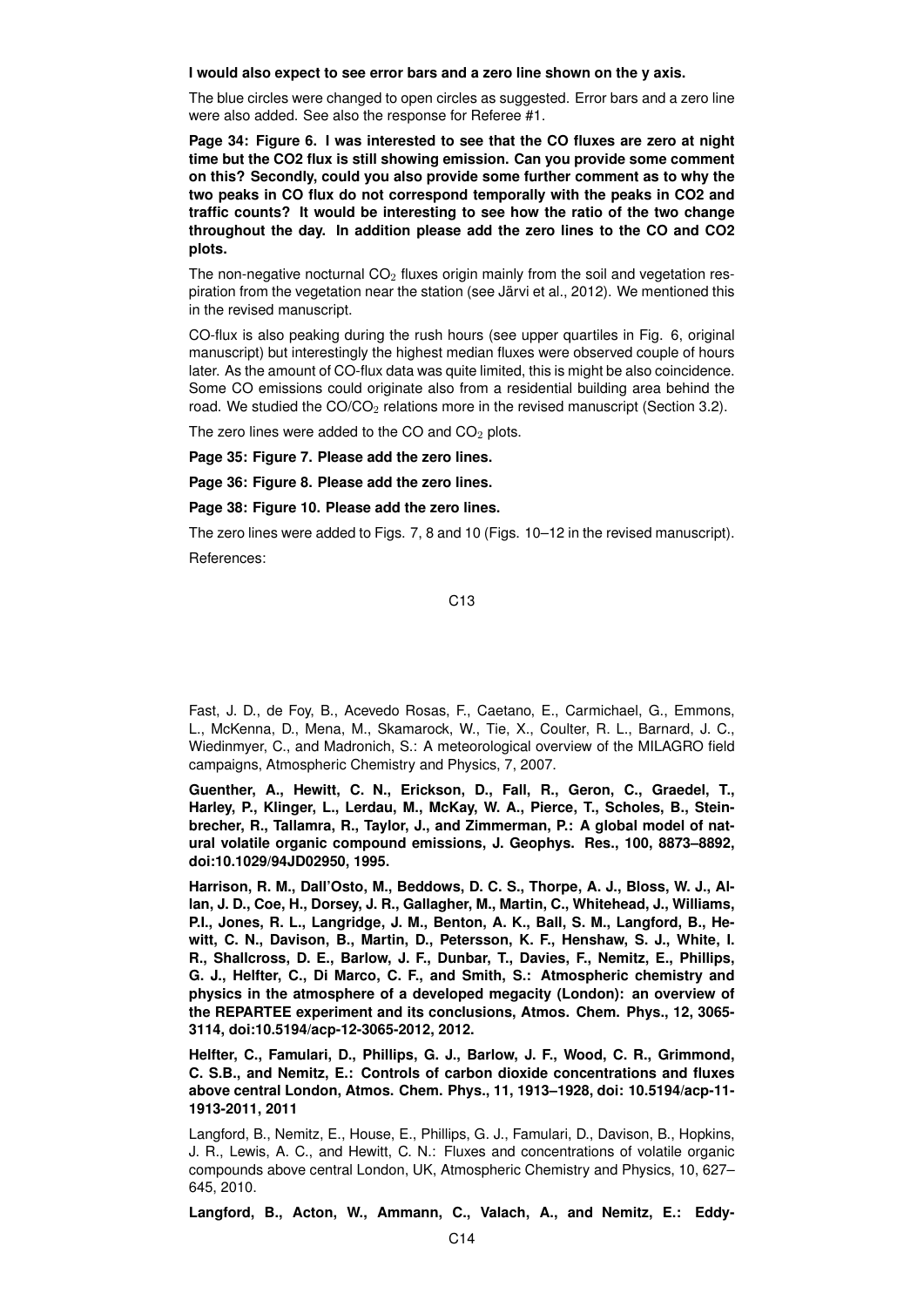**I would also expect to see error bars and a zero line shown on the y axis.**

The blue circles were changed to open circles as suggested. Error bars and a zero line were also added. See also the response for Referee #1.

**Page 34: Figure 6. I was interested to see that the CO fluxes are zero at night time but the CO2 flux is still showing emission. Can you provide some comment on this? Secondly, could you also provide some further comment as to why the two peaks in CO flux do not correspond temporally with the peaks in CO2 and traffic counts? It would be interesting to see how the ratio of the two change throughout the day. In addition please add the zero lines to the CO and CO2 plots.**

The non-negative nocturnal $CO_2$ fluxes origin mainly from the soil and vegetation respiration from the vegetation near the station (see Järvi et al., 2012). We mentioned this in the revised manuscript.

CO-flux is also peaking during the rush hours (see upper quartiles in Fig. 6, original manuscript) but interestingly the highest median fluxes were observed couple of hours later. As the amount of CO-flux data was quite limited, this is might be also coincidence. Some CO emissions could originate also from a residential building area behind the road. We studied the $CO/CO_2$ relations more in the revised manuscript (Section 3.2).

The zero lines were added to the CO and $CO_2$ plots.

**Page 35: Figure 7. Please add the zero lines.**

**Page 36: Figure 8. Please add the zero lines.**

**Page 38: Figure 10. Please add the zero lines.**

The zero lines were added to Figs. 7, 8 and 10 (Figs. 10–12 in the revised manuscript).

References:

Fast, J. D., de Foy, B., Acevedo Rosas, F., Caetano, E., Carmichael, G., Emmons, L., McKenna, D., Mena, M., Skamarock, W., Tie, X., Coulter, R. L., Barnard, J. C., Wiedinmyer, C., and Madronich, S.: A meteorological overview of the MILAGRO field campaigns, Atmospheric Chemistry and Physics, 7, 2007.

**Guenther, A., Hewitt, C. N., Erickson, D., Fall, R., Geron, C., Graedel, T., Harley, P., Klinger, L., Lerdau, M., McKay, W. A., Pierce, T., Scholes, B., Steinbrecher, R., Tallamra, R., Taylor, J., and Zimmerman, P.: A global model of natural volatile organic compound emissions, J. Geophys. Res., 100, 8873–8892, doi:10.1029/94JD02950, 1995.**

**Harrison, R. M., Dall'Osto, M., Beddows, D. C. S., Thorpe, A. J., Bloss, W. J., Allan, J. D., Coe, H., Dorsey, J. R., Gallagher, M., Martin, C., Whitehead, J., Williams, P.I., Jones, R. L., Langridge, J. M., Benton, A. K., Ball, S. M., Langford, B., Hewitt, C. N., Davison, B., Martin, D., Petersson, K. F., Henshaw, S. J., White, I. R., Shallcross, D. E., Barlow, J. F., Dunbar, T., Davies, F., Nemitz, E., Phillips, G. J., Helfter, C., Di Marco, C. F., and Smith, S.: Atmospheric chemistry and physics in the atmosphere of a developed megacity (London): an overview of the REPARTEE experiment and its conclusions, Atmos. Chem. Phys., 12, 3065-3114, doi:10.5194/acp-12-3065-2012, 2012.**

**Helfter, C., Famulari, D., Phillips, G. J., Barlow, J. F., Wood, C. R., Grimmond, C. S.B., and Nemitz, E.: Controls of carbon dioxide concentrations and fluxes above central London, Atmos. Chem. Phys., 11, 1913–1928, doi: 10.5194/acp-11-1913-2011, 2011**

Langford, B., Nemitz, E., House, E., Phillips, G. J., Famulari, D., Davison, B., Hopkins, J. R., Lewis, A. C., and Hewitt, C. N.: Fluxes and concentrations of volatile organic compounds above central London, UK, Atmospheric Chemistry and Physics, 10, 627–645, 2010.

**Langford, B., Acton, W., Ammann, C., Valach, A., and Nemitz, E.: Eddy-**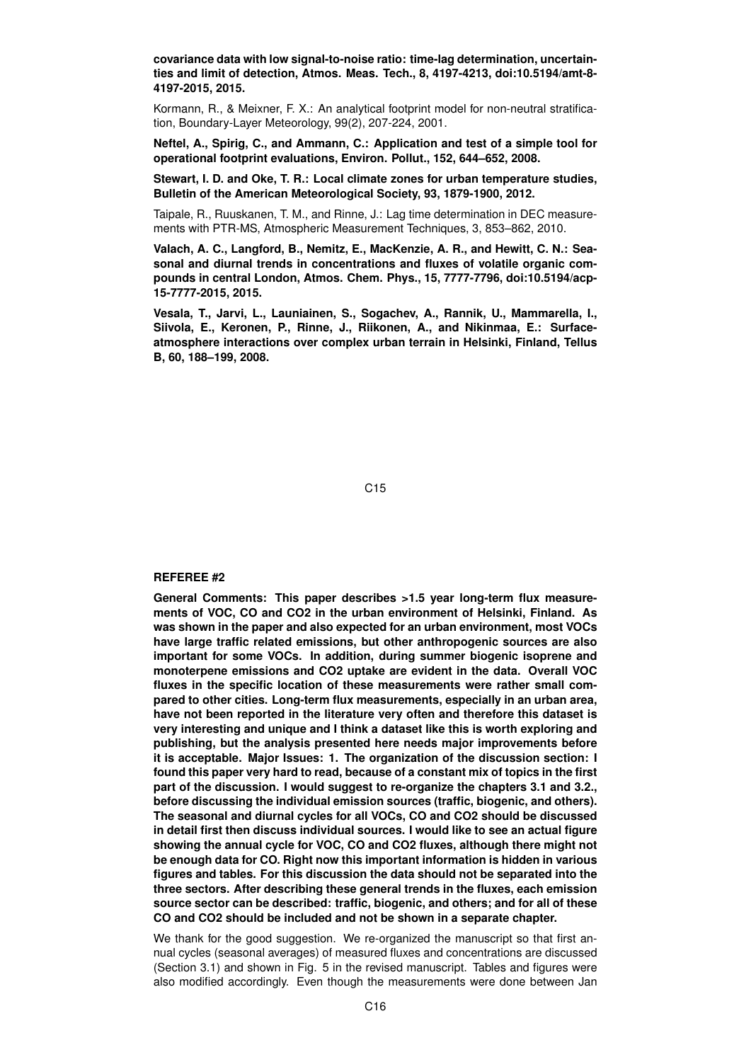**covariance data with low signal-to-noise ratio: time-lag determination, uncertainties and limit of detection, Atmos. Meas. Tech., 8, 4197-4213, doi:10.5194/amt-8-4197-2015, 2015.**

Kormann, R., & Meixner, F. X.: An analytical footprint model for non-neutral stratification, Boundary-Layer Meteorology, 99(2), 207-224, 2001.

**Neftel, A., Spirig, C., and Ammann, C.: Application and test of a simple tool for operational footprint evaluations, Environ. Pollut., 152, 644–652, 2008.**

**Stewart, I. D. and Oke, T. R.: Local climate zones for urban temperature studies, Bulletin of the American Meteorological Society, 93, 1879-1900, 2012.**

Taipale, R., Ruuskanen, T. M., and Rinne, J.: Lag time determination in DEC measurements with PTR-MS, Atmospheric Measurement Techniques, 3, 853–862, 2010.

**Valach, A. C., Langford, B., Nemitz, E., MacKenzie, A. R., and Hewitt, C. N.: Seasonal and diurnal trends in concentrations and fluxes of volatile organic compounds in central London, Atmos. Chem. Phys., 15, 7777-7796, doi:10.5194/acp-15-7777-2015, 2015.**

**Vesala, T., Jarvi, L., Launiainen, S., Sogachev, A., Rannik, U., Mammarella, I., Siivola, E., Keronen, P., Rinne, J., Riikonen, A., and Nikinmaa, E.: Surface-atmosphere interactions over complex urban terrain in Helsinki, Finland, Tellus B, 60, 188–199, 2008.**

**REFEREE #2**

**General Comments: This paper describes >1.5 year long-term flux measurements of VOC, CO and CO2 in the urban environment of Helsinki, Finland. As was shown in the paper and also expected for an urban environment, most VOCs have large traffic related emissions, but other anthropogenic sources are also important for some VOCs. In addition, during summer biogenic isoprene and monoterpene emissions and CO2 uptake are evident in the data. Overall VOC fluxes in the specific location of these measurements were rather small compared to other cities. Long-term flux measurements, especially in an urban area, have not been reported in the literature very often and therefore this dataset is very interesting and unique and I think a dataset like this is worth exploring and publishing, but the analysis presented here needs major improvements before it is acceptable. Major Issues: 1. The organization of the discussion section: I found this paper very hard to read, because of a constant mix of topics in the first part of the discussion. I would suggest to re-organize the chapters 3.1 and 3.2., before discussing the individual emission sources (traffic, biogenic, and others). The seasonal and diurnal cycles for all VOCs, CO and CO2 should be discussed in detail first then discuss individual sources. I would like to see an actual figure showing the annual cycle for VOC, CO and CO2 fluxes, although there might not be enough data for CO. Right now this important information is hidden in various figures and tables. For this discussion the data should not be separated into the three sectors. After describing these general trends in the fluxes, each emission source sector can be described: traffic, biogenic, and others; and for all of these CO and CO2 should be included and not be shown in a separate chapter.**

We thank for the good suggestion. We re-organized the manuscript so that first annual cycles (seasonal averages) of measured fluxes and concentrations are discussed (Section 3.1) and shown in Fig. 5 in the revised manuscript. Tables and figures were also modified accordingly. Even though the measurements were done between Jan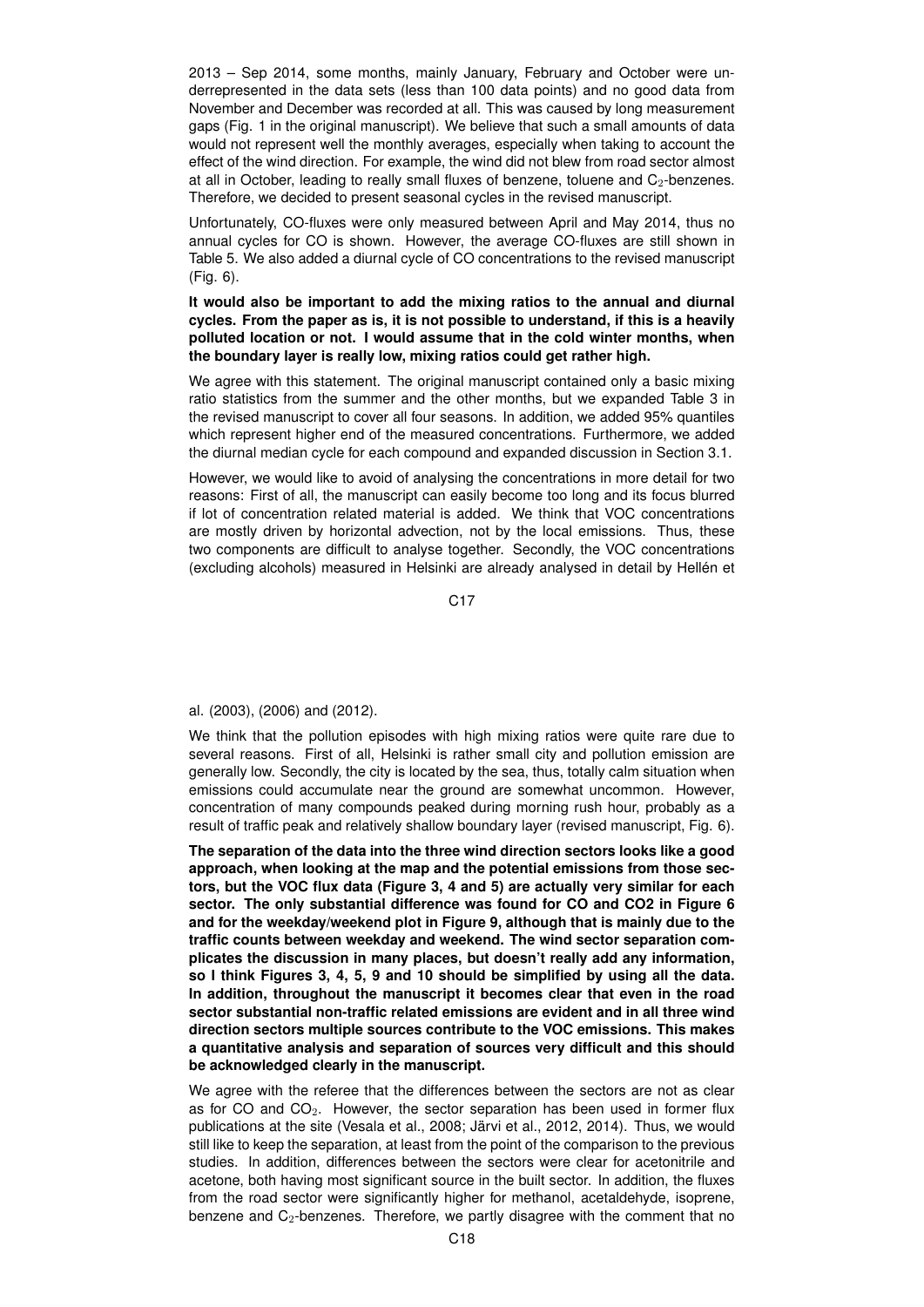2013 – Sep 2014, some months, mainly January, February and October were underrepresented in the data sets (less than 100 data points) and no good data from November and December was recorded at all. This was caused by long measurement gaps (Fig. 1 in the original manuscript). We believe that such a small amounts of data would not represent well the monthly averages, especially when taking to account the effect of the wind direction. For example, the wind did not blew from road sector almost at all in October, leading to really small fluxes of benzene, toluene and $C_2$-benzenes. Therefore, we decided to present seasonal cycles in the revised manuscript.

Unfortunately, CO-fluxes were only measured between April and May 2014, thus no annual cycles for CO is shown. However, the average CO-fluxes are still shown in Table 5. We also added a diurnal cycle of CO concentrations to the revised manuscript (Fig. 6).

**It would also be important to add the mixing ratios to the annual and diurnal cycles. From the paper as is, it is not possible to understand, if this is a heavily polluted location or not. I would assume that in the cold winter months, when the boundary layer is really low, mixing ratios could get rather high.**

We agree with this statement. The original manuscript contained only a basic mixing ratio statistics from the summer and the other months, but we expanded Table 3 in the revised manuscript to cover all four seasons. In addition, we added 95% quantiles which represent higher end of the measured concentrations. Furthermore, we added the diurnal median cycle for each compound and expanded discussion in Section 3.1.

However, we would like to avoid of analysing the concentrations in more detail for two reasons: First of all, the manuscript can easily become too long and its focus blurred if lot of concentration related material is added. We think that VOC concentrations are mostly driven by horizontal advection, not by the local emissions. Thus, these two components are difficult to analyse together. Secondly, the VOC concentrations (excluding alcohols) measured in Helsinki are already analysed in detail by Hellén et al. (2003), (2006) and (2012).

We think that the pollution episodes with high mixing ratios were quite rare due to several reasons. First of all, Helsinki is rather small city and pollution emission are generally low. Secondly, the city is located by the sea, thus, totally calm situation when emissions could accumulate near the ground are somewhat uncommon. However, concentration of many compounds peaked during morning rush hour, probably as a result of traffic peak and relatively shallow boundary layer (revised manuscript, Fig. 6).

**The separation of the data into the three wind direction sectors looks like a good approach, when looking at the map and the potential emissions from those sectors, but the VOC flux data (Figure 3, 4 and 5) are actually very similar for each sector. The only substantial difference was found for CO and CO2 in Figure 6 and for the weekday/weekend plot in Figure 9, although that is mainly due to the traffic counts between weekday and weekend. The wind sector separation complicates the discussion in many places, but doesn't really add any information, so I think Figures 3, 4, 5, 9 and 10 should be simplified by using all the data. In addition, throughout the manuscript it becomes clear that even in the road sector substantial non-traffic related emissions are evident and in all three wind direction sectors multiple sources contribute to the VOC emissions. This makes a quantitative analysis and separation of sources very difficult and this should be acknowledged clearly in the manuscript.**

We agree with the referee that the differences between the sectors are not as clear as for CO and $CO_2$. However, the sector separation has been used in former flux publications at the site (Vesala et al., 2008; Järvi et al., 2012, 2014). Thus, we would still like to keep the separation, at least from the point of the comparison to the previous studies. In addition, differences between the sectors were clear for acetonitrile and acetone, both having most significant source in the built sector. In addition, the fluxes from the road sector were significantly higher for methanol, acetaldehyde, isoprene, benzene and $C_2$-benzenes. Therefore, we partly disagree with the comment that no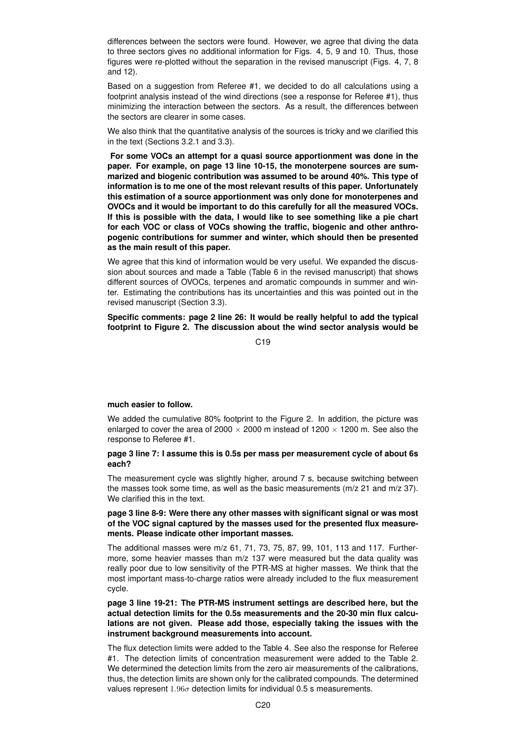differences between the sectors were found. However, we agree that diving the data to three sectors gives no additional information for Figs. 4, 5, 9 and 10. Thus, those figures were re-plotted without the separation in the revised manuscript (Figs. 4, 7, 8 and 12).

Based on a suggestion from Referee #1, we decided to do all calculations using a footprint analysis instead of the wind directions (see a response for Referee #1), thus minimizing the interaction between the sectors. As a result, the differences between the sectors are clearer in some cases.

We also think that the quantitative analysis of the sources is tricky and we clarified this in the text (Sections 3.2.1 and 3.3).

**For some VOCs an attempt for a quasi source apportionment was done in the paper. For example, on page 13 line 10-15, the monoterpene sources are summarized and biogenic contribution was assumed to be around 40%. This type of information is to me one of the most relevant results of this paper. Unfortunately this estimation of a source apportionment was only done for monoterpenes and OVOCs and it would be important to do this carefully for all the measured VOCs. If this is possible with the data, I would like to see something like a pie chart for each VOC or class of VOCs showing the traffic, biogenic and other anthropogenic contributions for summer and winter, which should then be presented as the main result of this paper.**

We agree that this kind of information would be very useful. We expanded the discussion about sources and made a Table (Table 6 in the revised manuscript) that shows different sources of OVOCs, terpenes and aromatic compounds in summer and winter. Estimating the contributions has its uncertainties and this was pointed out in the revised manuscript (Section 3.3).

**Specific comments: page 2 line 26: It would be really helpful to add the typical footprint to Figure 2. The discussion about the wind sector analysis would be much easier to follow.**

We added the cumulative 80% footprint to the Figure 2. In addition, the picture was enlarged to cover the area of 2000 $\times$ 2000 m instead of 1200 $\times$ 1200 m. See also the response to Referee #1.

**page 3 line 7: I assume this is 0.5s per mass per measurement cycle of about 6s each?**

The measurement cycle was slightly higher, around 7 s, because switching between the masses took some time, as well as the basic measurements (m/z 21 and m/z 37). We clarified this in the text.

**page 3 line 8-9: Were there any other masses with significant signal or was most of the VOC signal captured by the masses used for the presented flux measurements. Please indicate other important masses.**

The additional masses were m/z 61, 71, 73, 75, 87, 99, 101, 113 and 117. Furthermore, some heavier masses than m/z 137 were measured but the data quality was really poor due to low sensitivity of the PTR-MS at higher masses. We think that the most important mass-to-charge ratios were already included to the flux measurement cycle.

**page 3 line 19-21: The PTR-MS instrument settings are described here, but the actual detection limits for the 0.5s measurements and the 20-30 min flux calculations are not given. Please add those, especially taking the issues with the instrument background measurements into account.**

The flux detection limits were added to the Table 4. See also the response for Referee #1. The detection limits of concentration measurement were added to the Table 2. We determined the detection limits from the zero air measurements of the calibrations, thus, the detection limits are shown only for the calibrated compounds. The determined values represent $1.96\sigma$ detection limits for individual 0.5 s measurements.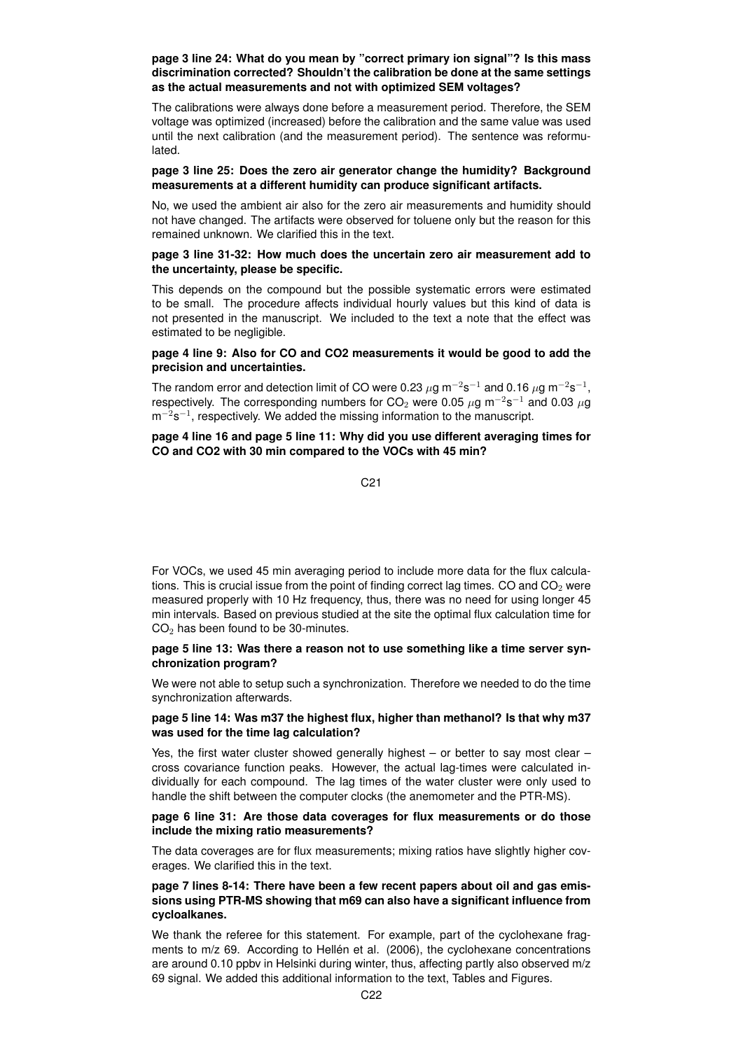**page 3 line 24: What do you mean by "correct primary ion signal"? Is this mass discrimination corrected? Shouldn't the calibration be done at the same settings as the actual measurements and not with optimized SEM voltages?**

The calibrations were always done before a measurement period. Therefore, the SEM voltage was optimized (increased) before the calibration and the same value was used until the next calibration (and the measurement period). The sentence was reformulated.

**page 3 line 25: Does the zero air generator change the humidity? Background measurements at a different humidity can produce significant artifacts.**

No, we used the ambient air also for the zero air measurements and humidity should not have changed. The artifacts were observed for toluene only but the reason for this remained unknown. We clarified this in the text.

**page 3 line 31-32: How much does the uncertain zero air measurement add to the uncertainty, please be specific.**

This depends on the compound but the possible systematic errors were estimated to be small. The procedure affects individual hourly values but this kind of data is not presented in the manuscript. We included to the text a note that the effect was estimated to be negligible.

**page 4 line 9: Also for CO and CO2 measurements it would be good to add the precision and uncertainties.**

The random error and detection limit of CO were 0.23 $\mu$g m$^{-2}$s$^{-1}$ and 0.16 $\mu$g m$^{-2}$s$^{-1}$, respectively. The corresponding numbers for $CO_2$ were 0.05 $\mu$g m$^{-2}$s$^{-1}$ and 0.03 $\mu$g m$^{-2}$s$^{-1}$, respectively. We added the missing information to the manuscript.

**page 4 line 16 and page 5 line 11: Why did you use different averaging times for CO and CO2 with 30 min compared to the VOCs with 45 min?**

For VOCs, we used 45 min averaging period to include more data for the flux calculations. This is crucial issue from the point of finding correct lag times. CO and $CO_2$ were measured properly with 10 Hz frequency, thus, there was no need for using longer 45 min intervals. Based on previous studied at the site the optimal flux calculation time for $CO_2$ has been found to be 30-minutes.

**page 5 line 13: Was there a reason not to use something like a time server synchronization program?**

We were not able to setup such a synchronization. Therefore we needed to do the time synchronization afterwards.

**page 5 line 14: Was m37 the highest flux, higher than methanol? Is that why m37 was used for the time lag calculation?**

Yes, the first water cluster showed generally highest – or better to say most clear – cross covariance function peaks. However, the actual lag-times were calculated individually for each compound. The lag times of the water cluster were only used to handle the shift between the computer clocks (the anemometer and the PTR-MS).

**page 6 line 31: Are those data coverages for flux measurements or do those include the mixing ratio measurements?**

The data coverages are for flux measurements; mixing ratios have slightly higher coverages. We clarified this in the text.

**page 7 lines 8-14: There have been a few recent papers about oil and gas emissions using PTR-MS showing that m69 can also have a significant influence from cycloalkanes.**

We thank the referee for this statement. For example, part of the cyclohexane fragments to m/z 69. According to Hellén et al. (2006), the cyclohexane concentrations are around 0.10 ppbv in Helsinki during winter, thus, affecting partly also observed m/z 69 signal. We added this additional information to the text, Tables and Figures.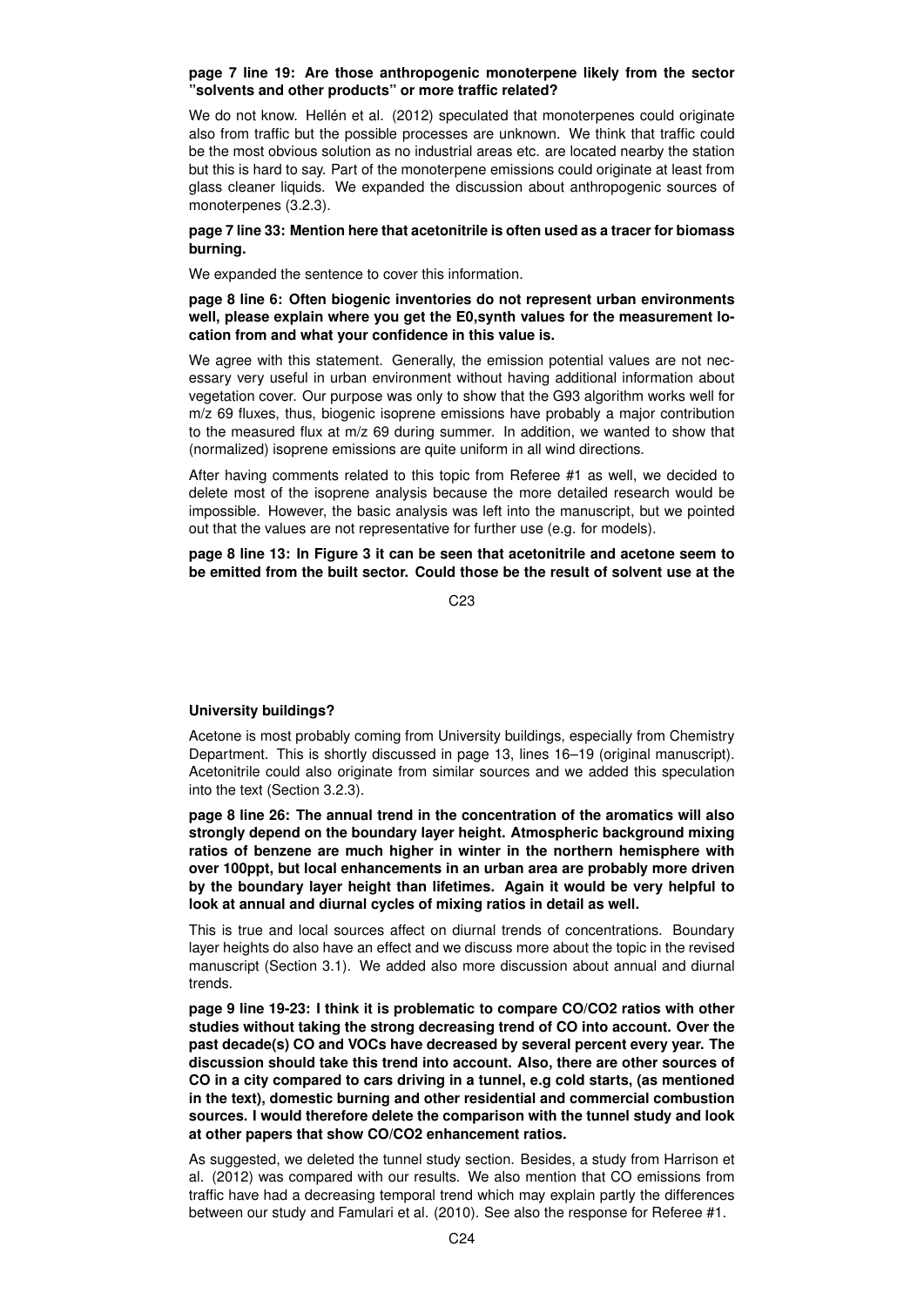**page 7 line 19: Are those anthropogenic monoterpene likely from the sector "solvents and other products" or more traffic related?**

We do not know. Hellén et al. (2012) speculated that monoterpenes could originate also from traffic but the possible processes are unknown. We think that traffic could be the most obvious solution as no industrial areas etc. are located nearby the station but this is hard to say. Part of the monoterpene emissions could originate at least from glass cleaner liquids. We expanded the discussion about anthropogenic sources of monoterpenes (3.2.3).

**page 7 line 33: Mention here that acetonitrile is often used as a tracer for biomass burning.**

We expanded the sentence to cover this information.

**page 8 line 6: Often biogenic inventories do not represent urban environments well, please explain where you get the E0,synth values for the measurement location from and what your confidence in this value is.**

We agree with this statement. Generally, the emission potential values are not necessary very useful in urban environment without having additional information about vegetation cover. Our purpose was only to show that the G93 algorithm works well for m/z 69 fluxes, thus, biogenic isoprene emissions have probably a major contribution to the measured flux at m/z 69 during summer. In addition, we wanted to show that (normalized) isoprene emissions are quite uniform in all wind directions.

After having comments related to this topic from Referee #1 as well, we decided to delete most of the isoprene analysis because the more detailed research would be impossible. However, the basic analysis was left into the manuscript, but we pointed out that the values are not representative for further use (e.g. for models).

**page 8 line 13: In Figure 3 it can be seen that acetonitrile and acetone seem to be emitted from the built sector. Could those be the result of solvent use at the University buildings?**

Acetone is most probably coming from University buildings, especially from Chemistry Department. This is shortly discussed in page 13, lines 16–19 (original manuscript). Acetonitrile could also originate from similar sources and we added this speculation into the text (Section 3.2.3).

**page 8 line 26: The annual trend in the concentration of the aromatics will also strongly depend on the boundary layer height. Atmospheric background mixing ratios of benzene are much higher in winter in the northern hemisphere with over 100ppt, but local enhancements in an urban area are probably more driven by the boundary layer height than lifetimes. Again it would be very helpful to look at annual and diurnal cycles of mixing ratios in detail as well.**

This is true and local sources affect on diurnal trends of concentrations. Boundary layer heights do also have an effect and we discuss more about the topic in the revised manuscript (Section 3.1). We added also more discussion about annual and diurnal trends.

**page 9 line 19-23: I think it is problematic to compare CO/CO2 ratios with other studies without taking the strong decreasing trend of CO into account. Over the past decade(s) CO and VOCs have decreased by several percent every year. The discussion should take this trend into account. Also, there are other sources of CO in a city compared to cars driving in a tunnel, e.g cold starts, (as mentioned in the text), domestic burning and other residential and commercial combustion sources. I would therefore delete the comparison with the tunnel study and look at other papers that show CO/CO2 enhancement ratios.**

As suggested, we deleted the tunnel study section. Besides, a study from Harrison et al. (2012) was compared with our results. We also mention that CO emissions from traffic have had a decreasing temporal trend which may explain partly the differences between our study and Famulari et al. (2010). See also the response for Referee #1.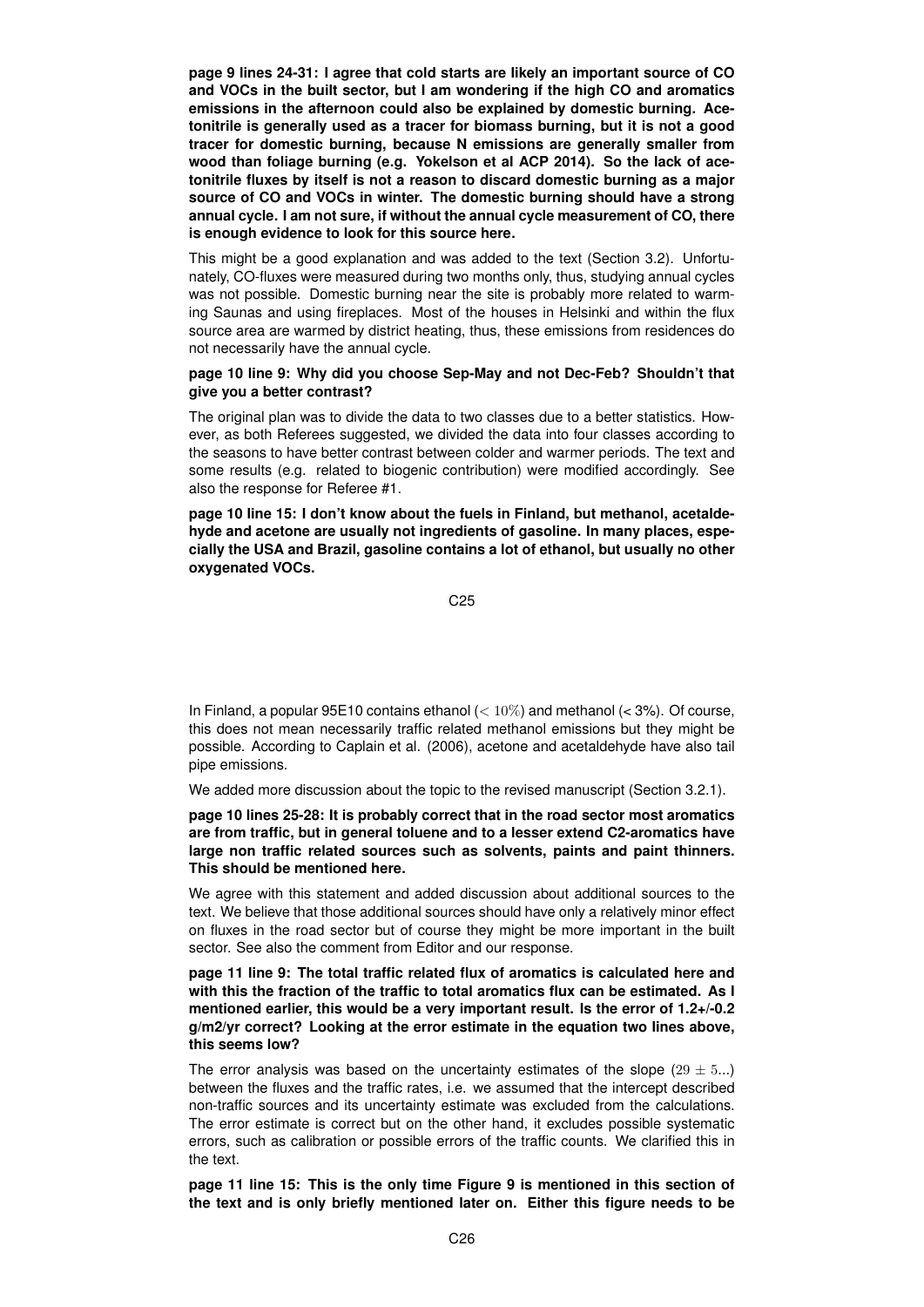**page 9 lines 24-31: I agree that cold starts are likely an important source of CO and VOCs in the built sector, but I am wondering if the high CO and aromatics emissions in the afternoon could also be explained by domestic burning. Acetonitrile is generally used as a tracer for biomass burning, but it is not a good tracer for domestic burning, because N emissions are generally smaller from wood than foliage burning (e.g. Yokelson et al ACP 2014). So the lack of acetonitrile fluxes by itself is not a reason to discard domestic burning as a major source of CO and VOCs in winter. The domestic burning should have a strong annual cycle. I am not sure, if without the annual cycle measurement of CO, there is enough evidence to look for this source here.**

This might be a good explanation and was added to the text (Section 3.2). Unfortunately, CO-fluxes were measured during two months only, thus, studying annual cycles was not possible. Domestic burning near the site is probably more related to warming Saunas and using fireplaces. Most of the houses in Helsinki and within the flux source area are warmed by district heating, thus, these emissions from residences do not necessarily have the annual cycle.

**page 10 line 9: Why did you choose Sep-May and not Dec-Feb? Shouldn't that give you a better contrast?**

The original plan was to divide the data to two classes due to a better statistics. However, as both Referees suggested, we divided the data into four classes according to the seasons to have better contrast between colder and warmer periods. The text and some results (e.g. related to biogenic contribution) were modified accordingly. See also the response for Referee #1.

**page 10 line 15: I don't know about the fuels in Finland, but methanol, acetaldehyde and acetone are usually not ingredients of gasoline. In many places, especially the USA and Brazil, gasoline contains a lot of ethanol, but usually no other oxygenated VOCs.**

In Finland, a popular 95E10 contains ethanol ($< 10\%$) and methanol (< 3%). Of course, this does not mean necessarily traffic related methanol emissions but they might be possible. According to Caplain et al. (2006), acetone and acetaldehyde have also tail pipe emissions.

We added more discussion about the topic to the revised manuscript (Section 3.2.1).

**page 10 lines 25-28: It is probably correct that in the road sector most aromatics are from traffic, but in general toluene and to a lesser extend C2-aromatics have large non traffic related sources such as solvents, paints and paint thinners. This should be mentioned here.**

We agree with this statement and added discussion about additional sources to the text. We believe that those additional sources should have only a relatively minor effect on fluxes in the road sector but of course they might be more important in the built sector. See also the comment from Editor and our response.

**page 11 line 9: The total traffic related flux of aromatics is calculated here and with this the fraction of the traffic to total aromatics flux can be estimated. As I mentioned earlier, this would be a very important result. Is the error of 1.2+/-0.2 g/m2/yr correct? Looking at the error estimate in the equation two lines above, this seems low?**

The error analysis was based on the uncertainty estimates of the slope ($29 \pm 5$...) between the fluxes and the traffic rates, i.e. we assumed that the intercept described non-traffic sources and its uncertainty estimate was excluded from the calculations. The error estimate is correct but on the other hand, it excludes possible systematic errors, such as calibration or possible errors of the traffic counts. We clarified this in the text.

**page 11 line 15: This is the only time Figure 9 is mentioned in this section of the text and is only briefly mentioned later on. Either this figure needs to be**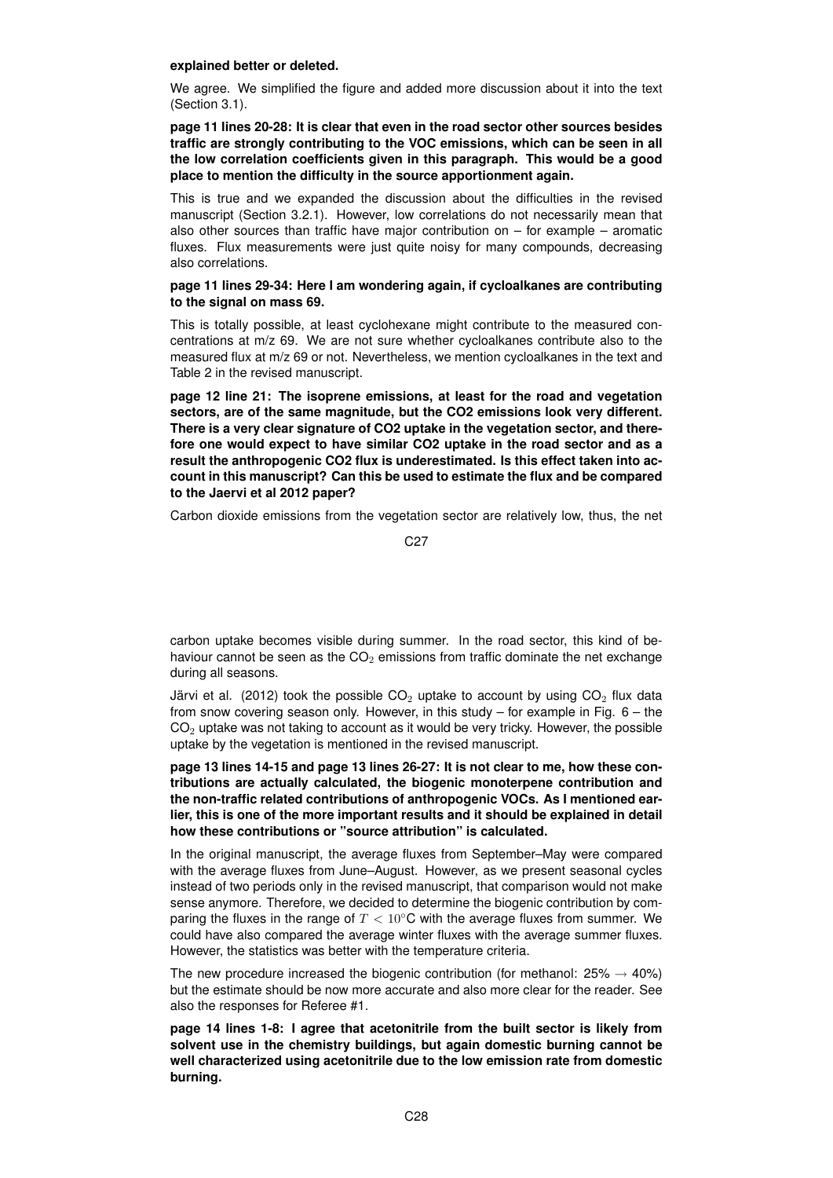**explained better or deleted.**

We agree. We simplified the figure and added more discussion about it into the text (Section 3.1).

**page 11 lines 20-28: It is clear that even in the road sector other sources besides traffic are strongly contributing to the VOC emissions, which can be seen in all the low correlation coefficients given in this paragraph. This would be a good place to mention the difficulty in the source apportionment again.**

This is true and we expanded the discussion about the difficulties in the revised manuscript (Section 3.2.1). However, low correlations do not necessarily mean that also other sources than traffic have major contribution on – for example – aromatic fluxes. Flux measurements were just quite noisy for many compounds, decreasing also correlations.

**page 11 lines 29-34: Here I am wondering again, if cycloalkanes are contributing to the signal on mass 69.**

This is totally possible, at least cyclohexane might contribute to the measured concentrations at m/z 69. We are not sure whether cycloalkanes contribute also to the measured flux at m/z 69 or not. Nevertheless, we mention cycloalkanes in the text and Table 2 in the revised manuscript.

**page 12 line 21: The isoprene emissions, at least for the road and vegetation sectors, are of the same magnitude, but the CO2 emissions look very different. There is a very clear signature of CO2 uptake in the vegetation sector, and therefore one would expect to have similar CO2 uptake in the road sector and as a result the anthropogenic CO2 flux is underestimated. Is this effect taken into account in this manuscript? Can this be used to estimate the flux and be compared to the Jaervi et al 2012 paper?**

Carbon dioxide emissions from the vegetation sector are relatively low, thus, the net carbon uptake becomes visible during summer. In the road sector, this kind of behaviour cannot be seen as the $CO_2$ emissions from traffic dominate the net exchange during all seasons.

Järvi et al. (2012) took the possible $CO_2$ uptake to account by using $CO_2$ flux data from snow covering season only. However, in this study – for example in Fig. 6 – the $CO_2$ uptake was not taking to account as it would be very tricky. However, the possible uptake by the vegetation is mentioned in the revised manuscript.

**page 13 lines 14-15 and page 13 lines 26-27: It is not clear to me, how these contributions are actually calculated, the biogenic monoterpene contribution and the non-traffic related contributions of anthropogenic VOCs. As I mentioned earlier, this is one of the more important results and it should be explained in detail how these contributions or "source attribution" is calculated.**

In the original manuscript, the average fluxes from September–May were compared with the average fluxes from June–August. However, as we present seasonal cycles instead of two periods only in the revised manuscript, that comparison would not make sense anymore. Therefore, we decided to determine the biogenic contribution by comparing the fluxes in the range of $T < 10^{\circ}$C with the average fluxes from summer. We could have also compared the average winter fluxes with the average summer fluxes. However, the statistics was better with the temperature criteria.

The new procedure increased the biogenic contribution (for methanol: 25% $\rightarrow$ 40%) but the estimate should be now more accurate and also more clear for the reader. See also the responses for Referee #1.

**page 14 lines 1-8: I agree that acetonitrile from the built sector is likely from solvent use in the chemistry buildings, but again domestic burning cannot be well characterized using acetonitrile due to the low emission rate from domestic burning.**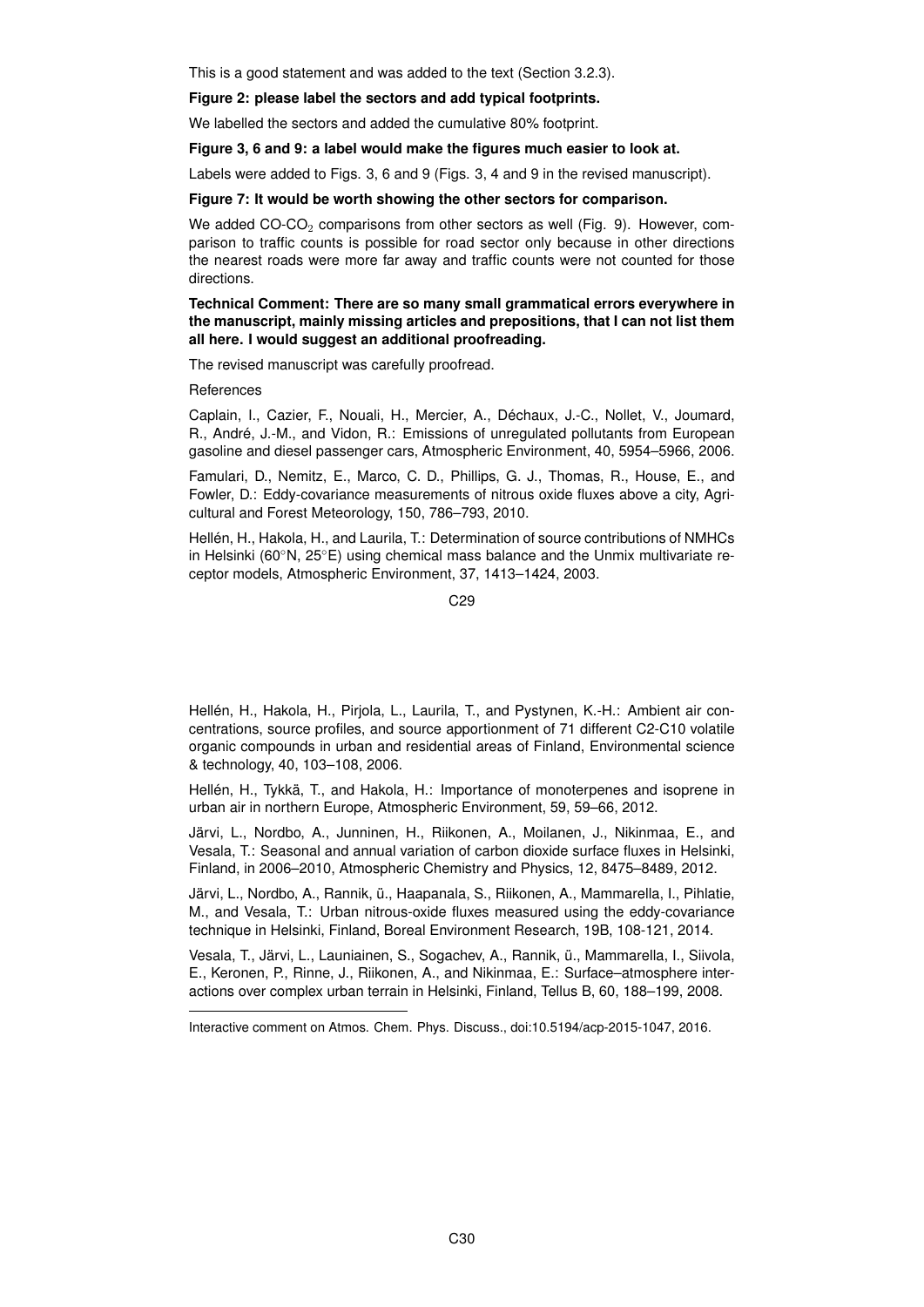This is a good statement and was added to the text (Section 3.2.3).

**Figure 2: please label the sectors and add typical footprints.**

We labelled the sectors and added the cumulative 80% footprint.

**Figure 3, 6 and 9: a label would make the figures much easier to look at.**

Labels were added to Figs. 3, 6 and 9 (Figs. 3, 4 and 9 in the revised manuscript).

**Figure 7: It would be worth showing the other sectors for comparison.**

We added CO-$CO_2$ comparisons from other sectors as well (Fig. 9). However, comparison to traffic counts is possible for road sector only because in other directions the nearest roads were more far away and traffic counts were not counted for those directions.

**Technical Comment: There are so many small grammatical errors everywhere in the manuscript, mainly missing articles and prepositions, that I can not list them all here. I would suggest an additional proofreading.**

The revised manuscript was carefully proofread.

References

Caplain, I., Cazier, F., Nouali, H., Mercier, A., Déchaux, J.-C., Nollet, V., Joumard, R., André, J.-M., and Vidon, R.: Emissions of unregulated pollutants from European gasoline and diesel passenger cars, Atmospheric Environment, 40, 5954–5966, 2006.

Famulari, D., Nemitz, E., Marco, C. D., Phillips, G. J., Thomas, R., House, E., and Fowler, D.: Eddy-covariance measurements of nitrous oxide fluxes above a city, Agricultural and Forest Meteorology, 150, 786–793, 2010.

Hellén, H., Hakola, H., and Laurila, T.: Determination of source contributions of NMHCs in Helsinki (60°N, 25°E) using chemical mass balance and the Unmix multivariate receptor models, Atmospheric Environment, 37, 1413–1424, 2003.

Hellén, H., Hakola, H., Pirjola, L., Laurila, T., and Pystynen, K.-H.: Ambient air concentrations, source profiles, and source apportionment of 71 different C2-C10 volatile organic compounds in urban and residential areas of Finland, Environmental science & technology, 40, 103–108, 2006.

Hellén, H., Tykkä, T., and Hakola, H.: Importance of monoterpenes and isoprene in urban air in northern Europe, Atmospheric Environment, 59, 59–66, 2012.

Järvi, L., Nordbo, A., Junninen, H., Riikonen, A., Moilanen, J., Nikinmaa, E., and Vesala, T.: Seasonal and annual variation of carbon dioxide surface fluxes in Helsinki, Finland, in 2006–2010, Atmospheric Chemistry and Physics, 12, 8475–8489, 2012.

Järvi, L., Nordbo, A., Rannik, ü., Haapanala, S., Riikonen, A., Mammarella, I., Pihlatie, M., and Vesala, T.: Urban nitrous-oxide fluxes measured using the eddy-covariance technique in Helsinki, Finland, Boreal Environment Research, 19B, 108-121, 2014.

Vesala, T., Järvi, L., Launiainen, S., Sogachev, A., Rannik, ü., Mammarella, I., Siivola, E., Keronen, P., Rinne, J., Riikonen, A., and Nikinmaa, E.: Surface–atmosphere interactions over complex urban terrain in Helsinki, Finland, Tellus B, 60, 188–199, 2008.

Interactive comment on Atmos. Chem. Phys. Discuss., doi:10.5194/acp-2015-1047, 2016.